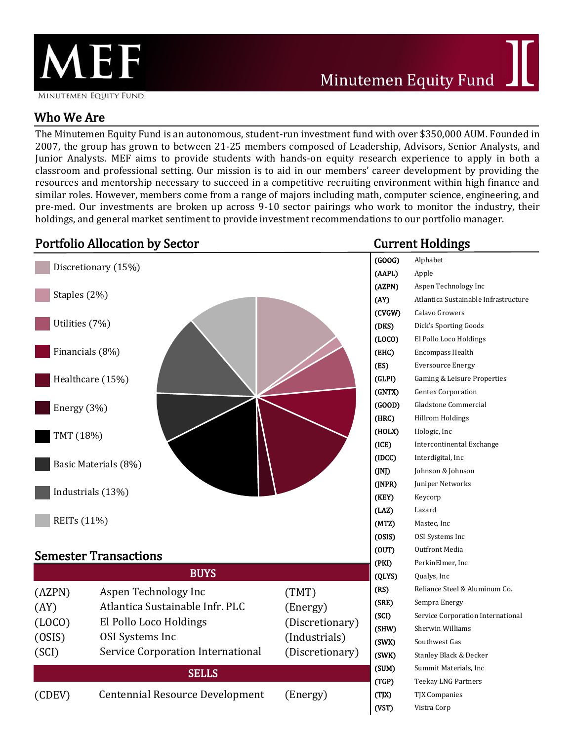# MEF

MINUTEMEN EQUITY FUND

Minutemen Equity Fund

## Who We Are

The Minutemen Equity Fund is an autonomous, student-run investment fund with over $350,000 AUM. Founded in 2007, the group has grown to between 21-25 members composed of Leadership, Advisors, Senior Analysts, and Junior Analysts. MEF aims to provide students with hands-on equity research experience to apply in both a classroom and professional setting. Our mission is to aid in our members' career development by providing the resources and mentorship necessary to succeed in a competitive recruiting environment within high finance and similar roles. However, members come from a range of majors including math, computer science, engineering, and pre-med. Our investments are broken up across 9-10 sector pairings who work to monitor the industry, their holdings, and general market sentiment to provide investment recommendations to our portfolio manager.

## Portfolio Allocation by Sector

- Discretionary (15%)
- Staples (2%)
- Utilities (7%)
- Financials (8%)
- Healthcare (15%)
- Energy (3%)
- TMT (18%)
- Basic Materials (8%)
- Industrials (13%)
- REITs (11%)

## Semester Transactions

| BUYS | | |
|---|---|---|
| (AZPN) | Aspen Technology Inc | (TMT) |
| (AY) | Atlantica Sustainable Infr. PLC | (Energy) |
| (LOCO) | El Pollo Loco Holdings | (Discretionary) |
| (OSIS) | OSI Systems Inc | (Industrials) |
| (SCI) | Service Corporation International | (Discretionary) |

| SELLS | | |
|---|---|---|
| (CDEV) | Centennial Resource Development | (Energy) |

## Current Holdings

| Ticker | Company |
|---|---|
| (GOOG) | Alphabet |
| (AAPL) | Apple |
| (AZPN) | Aspen Technology Inc |
| (AY) | Atlantica Sustainable Infrastructure |
| (CVGW) | Calavo Growers |
| (DKS) | Dick's Sporting Goods |
| (LOCO) | El Pollo Loco Holdings |
| (EHC) | Encompass Health |
| (ES) | Eversource Energy |
| (GLPI) | Gaming & Leisure Properties |
| (GNTX) | Gentex Corporation |
| (GOOD) | Gladstone Commercial |
| (HRC) | Hillrom Holdings |
| (HOLX) | Hologic, Inc |
| (ICE) | Intercontinental Exchange |
| (IDCC) | Interdigital, Inc |
| (JNJ) | Johnson & Johnson |
| (JNPR) | Juniper Networks |
| (KEY) | Keycorp |
| (LAZ) | Lazard |
| (MTZ) | Mastec, Inc |
| (OSIS) | OSI Systems Inc |
| (OUT) | Outfront Media |
| (PKI) | PerkinElmer, Inc |
| (QLYS) | Qualys, Inc |
| (RS) | Reliance Steel & Aluminum Co. |
| (SRE) | Sempra Energy |
| (SCI) | Service Corporation International |
| (SHW) | Sherwin Williams |
| (SWX) | Southwest Gas |
| (SWK) | Stanley Black & Decker |
| (SUM) | Summit Materials, Inc |
| (TGP) | Teekay LNG Partners |
| (TJX) | TJX Companies |
| (VST) | Vistra Corp |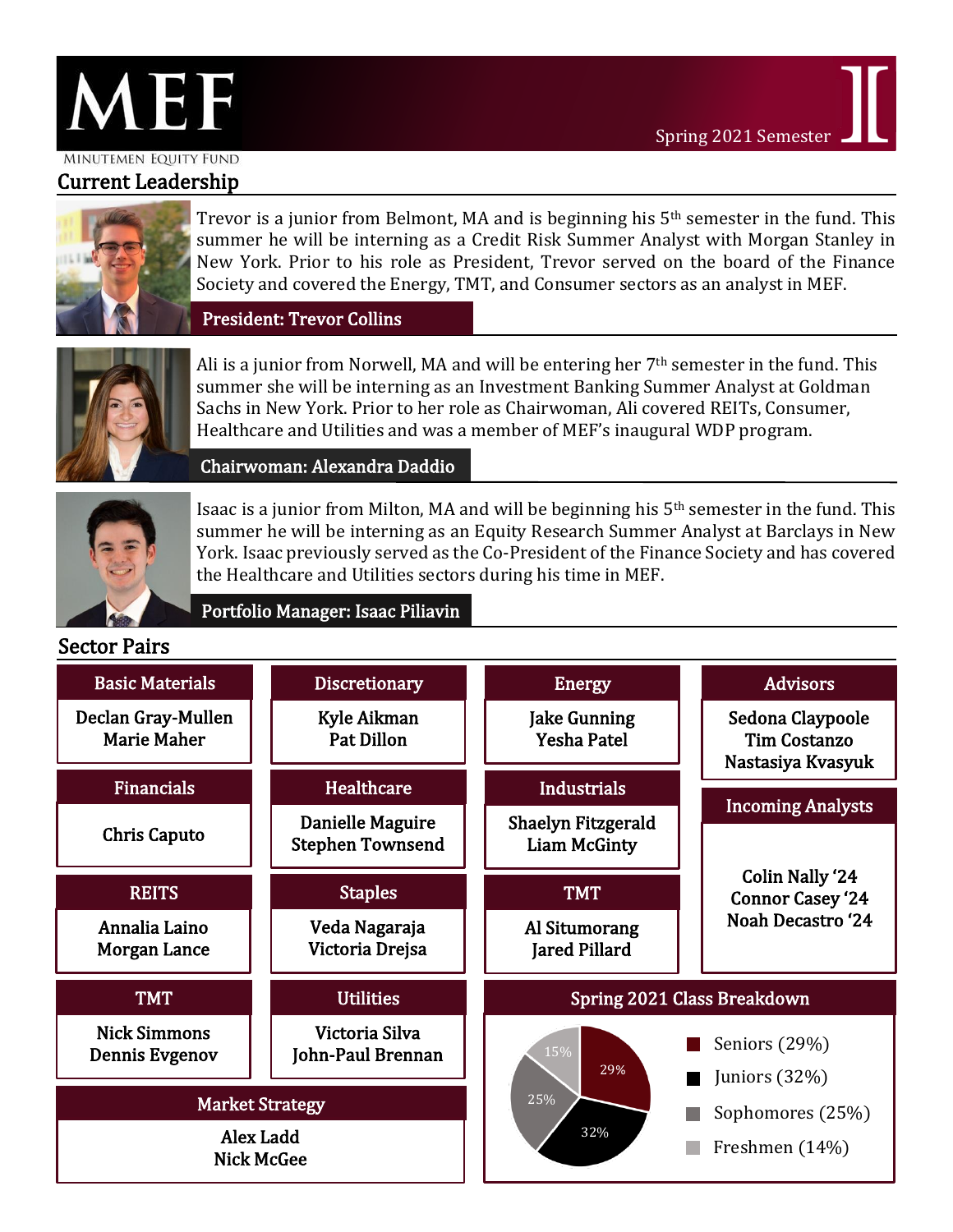# MEF

MINUTEMEN EQUITY FUND

Spring 2021 Semester

## Current Leadership

Trevor is a junior from Belmont, MA and is beginning his 5th semester in the fund. This summer he will be interning as a Credit Risk Summer Analyst with Morgan Stanley in New York. Prior to his role as President, Trevor served on the board of the Finance Society and covered the Energy, TMT, and Consumer sectors as an analyst in MEF.

**President: Trevor Collins**

Ali is a junior from Norwell, MA and will be entering her 7th semester in the fund. This summer she will be interning as an Investment Banking Summer Analyst at Goldman Sachs in New York. Prior to her role as Chairwoman, Ali covered REITs, Consumer, Healthcare and Utilities and was a member of MEF's inaugural WDP program.

**Chairwoman: Alexandra Daddio**

Isaac is a junior from Milton, MA and will be beginning his 5th semester in the fund. This summer he will be interning as an Equity Research Summer Analyst at Barclays in New York. Isaac previously served as the Co-President of the Finance Society and has covered the Healthcare and Utilities sectors during his time in MEF.

**Portfolio Manager: Isaac Piliavin**

## Sector Pairs

| Sector | Members |
| --- | --- |
| Basic Materials | Declan Gray-Mullen, Marie Maher |
| Discretionary | Kyle Aikman, Pat Dillon |
| Energy | Jake Gunning, Yesha Patel |
| Financials | Chris Caputo |
| Healthcare | Danielle Maguire, Stephen Townsend |
| Industrials | Shaelyn Fitzgerald, Liam McGinty |
| REITS | Annalia Laino, Morgan Lance |
| Staples | Veda Nagaraja, Victoria Drejsa |
| TMT | Al Situmorang, Jared Pillard |
| TMT | Nick Simmons, Dennis Evgenov |
| Utilities | Victoria Silva, John-Paul Brennan |
| Market Strategy | Alex Ladd, Nick McGee |

**Advisors**

Sedona Claypoole
Tim Costanzo
Nastasiya Kvasyuk

**Incoming Analysts**

Colin Nally '24
Connor Casey '24
Noah Decastro '24

**Spring 2021 Class Breakdown**

- Seniors (29%)
- Juniors (32%)
- Sophomores (25%)
- Freshmen (14%)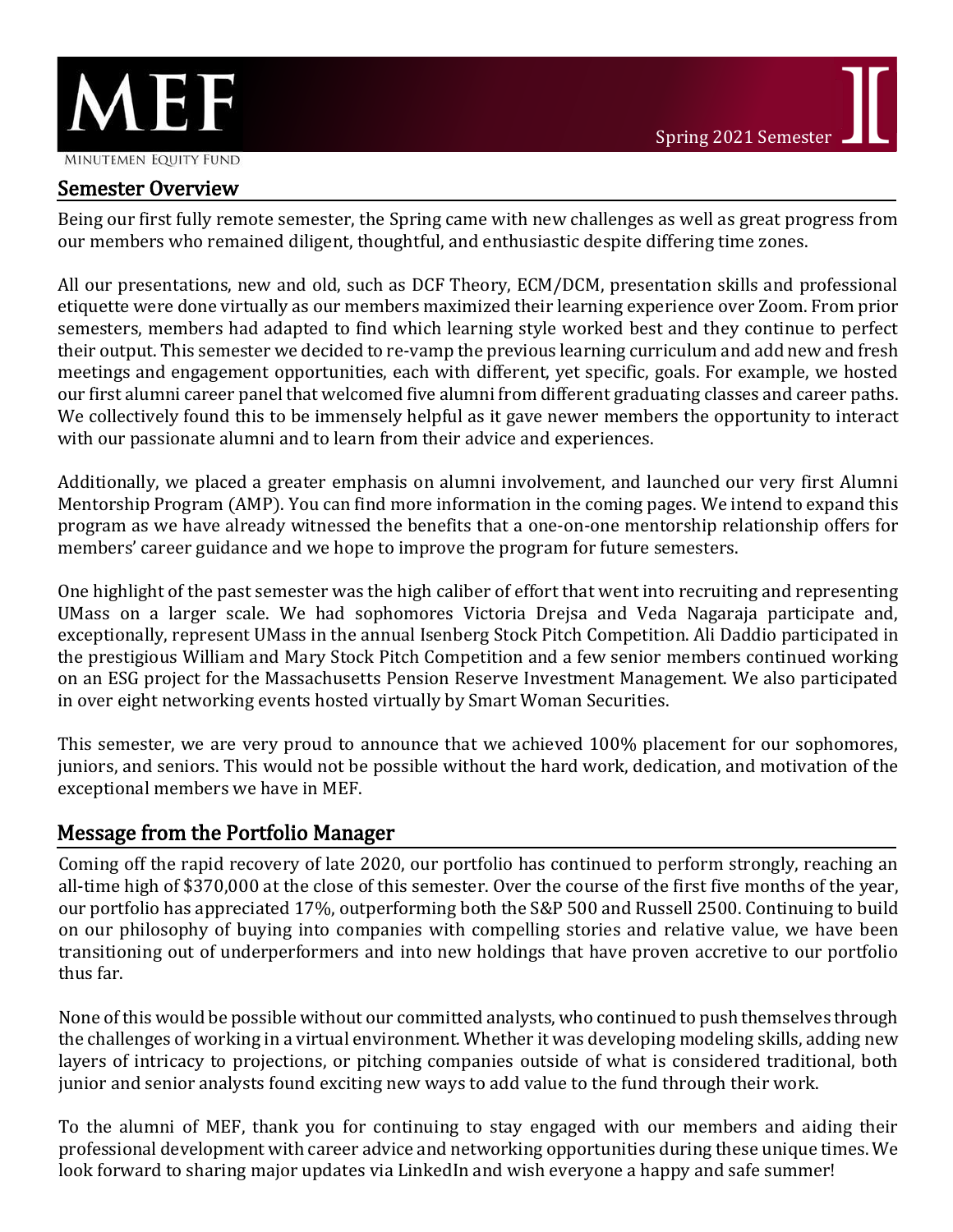## Semester Overview

Being our first fully remote semester, the Spring came with new challenges as well as great progress from our members who remained diligent, thoughtful, and enthusiastic despite differing time zones.

All our presentations, new and old, such as DCF Theory, ECM/DCM, presentation skills and professional etiquette were done virtually as our members maximized their learning experience over Zoom. From prior semesters, members had adapted to find which learning style worked best and they continue to perfect their output. This semester we decided to re-vamp the previous learning curriculum and add new and fresh meetings and engagement opportunities, each with different, yet specific, goals. For example, we hosted our first alumni career panel that welcomed five alumni from different graduating classes and career paths. We collectively found this to be immensely helpful as it gave newer members the opportunity to interact with our passionate alumni and to learn from their advice and experiences.

Additionally, we placed a greater emphasis on alumni involvement, and launched our very first Alumni Mentorship Program (AMP). You can find more information in the coming pages. We intend to expand this program as we have already witnessed the benefits that a one-on-one mentorship relationship offers for members' career guidance and we hope to improve the program for future semesters.

One highlight of the past semester was the high caliber of effort that went into recruiting and representing UMass on a larger scale. We had sophomores Victoria Drejsa and Veda Nagaraja participate and, exceptionally, represent UMass in the annual Isenberg Stock Pitch Competition. Ali Daddio participated in the prestigious William and Mary Stock Pitch Competition and a few senior members continued working on an ESG project for the Massachusetts Pension Reserve Investment Management. We also participated in over eight networking events hosted virtually by Smart Woman Securities.

This semester, we are very proud to announce that we achieved 100% placement for our sophomores, juniors, and seniors. This would not be possible without the hard work, dedication, and motivation of the exceptional members we have in MEF.

## Message from the Portfolio Manager

Coming off the rapid recovery of late 2020, our portfolio has continued to perform strongly, reaching an all-time high of $370,000 at the close of this semester. Over the course of the first five months of the year, our portfolio has appreciated 17%, outperforming both the S&P 500 and Russell 2500. Continuing to build on our philosophy of buying into companies with compelling stories and relative value, we have been transitioning out of underperformers and into new holdings that have proven accretive to our portfolio thus far.

None of this would be possible without our committed analysts, who continued to push themselves through the challenges of working in a virtual environment. Whether it was developing modeling skills, adding new layers of intricacy to projections, or pitching companies outside of what is considered traditional, both junior and senior analysts found exciting new ways to add value to the fund through their work.

To the alumni of MEF, thank you for continuing to stay engaged with our members and aiding their professional development with career advice and networking opportunities during these unique times. We look forward to sharing major updates via LinkedIn and wish everyone a happy and safe summer!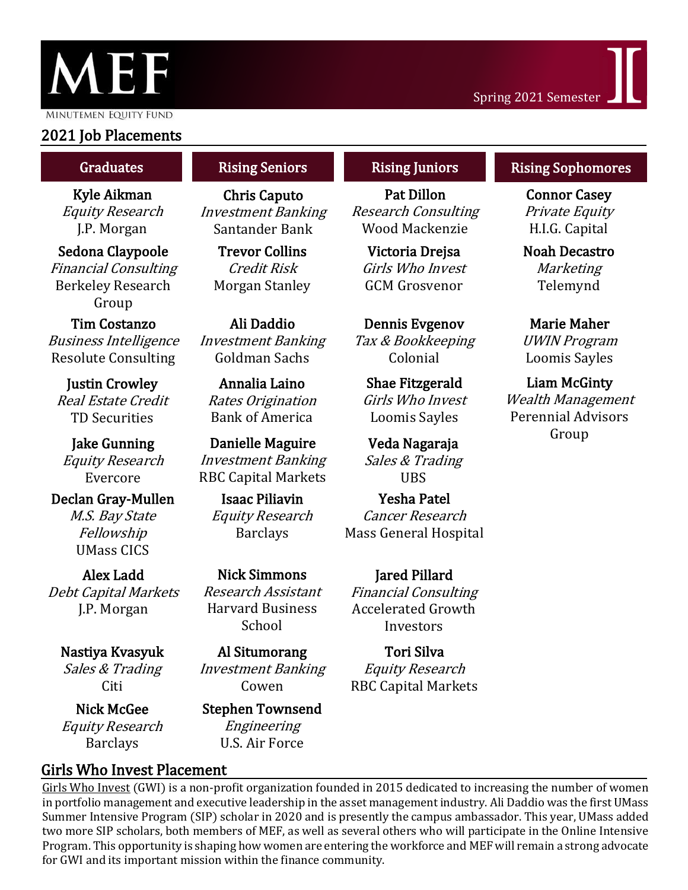# MEF

MINUTEMEN EQUITY FUND

Spring 2021 Semester

## 2021 Job Placements

### Graduates

**Kyle Aikman**
*Equity Research*
J.P. Morgan

**Sedona Claypoole**
*Financial Consulting*
Berkeley Research Group

**Tim Costanzo**
*Business Intelligence*
Resolute Consulting

**Justin Crowley**
*Real Estate Credit*
TD Securities

**Jake Gunning**
*Equity Research*
Evercore

**Declan Gray-Mullen**
*M.S. Bay State Fellowship*
UMass CICS

**Alex Ladd**
*Debt Capital Markets*
J.P. Morgan

**Nastiya Kvasyuk**
*Sales & Trading*
Citi

**Nick McGee**
*Equity Research*
Barclays

### Rising Seniors

**Chris Caputo**
*Investment Banking*
Santander Bank

**Trevor Collins**
*Credit Risk*
Morgan Stanley

**Ali Daddio**
*Investment Banking*
Goldman Sachs

**Annalia Laino**
*Rates Origination*
Bank of America

**Danielle Maguire**
*Investment Banking*
RBC Capital Markets

**Isaac Piliavin**
*Equity Research*
Barclays

**Nick Simmons**
*Research Assistant*
Harvard Business School

**Al Situmorang**
*Investment Banking*
Cowen

**Stephen Townsend**
*Engineering*
U.S. Air Force

### Rising Juniors

**Pat Dillon**
*Research Consulting*
Wood Mackenzie

**Victoria Drejsa**
*Girls Who Invest*
GCM Grosvenor

**Dennis Evgenov**
*Tax & Bookkeeping*
Colonial

**Shae Fitzgerald**
*Girls Who Invest*
Loomis Sayles

**Veda Nagaraja**
*Sales & Trading*
UBS

**Yesha Patel**
*Cancer Research*
Mass General Hospital

**Jared Pillard**
*Financial Consulting*
Accelerated Growth Investors

**Tori Silva**
*Equity Research*
RBC Capital Markets

### Rising Sophomores

**Connor Casey**
*Private Equity*
H.I.G. Capital

**Noah Decastro**
*Marketing*
Telemynd

**Marie Maher**
*UWIN Program*
Loomis Sayles

**Liam McGinty**
*Wealth Management*
Perennial Advisors Group

## Girls Who Invest Placement

Girls Who Invest (GWI) is a non-profit organization founded in 2015 dedicated to increasing the number of women in portfolio management and executive leadership in the asset management industry. Ali Daddio was the first UMass Summer Intensive Program (SIP) scholar in 2020 and is presently the campus ambassador. This year, UMass added two more SIP scholars, both members of MEF, as well as several others who will participate in the Online Intensive Program. This opportunity is shaping how women are entering the workforce and MEF will remain a strong advocate for GWI and its important mission within the finance community.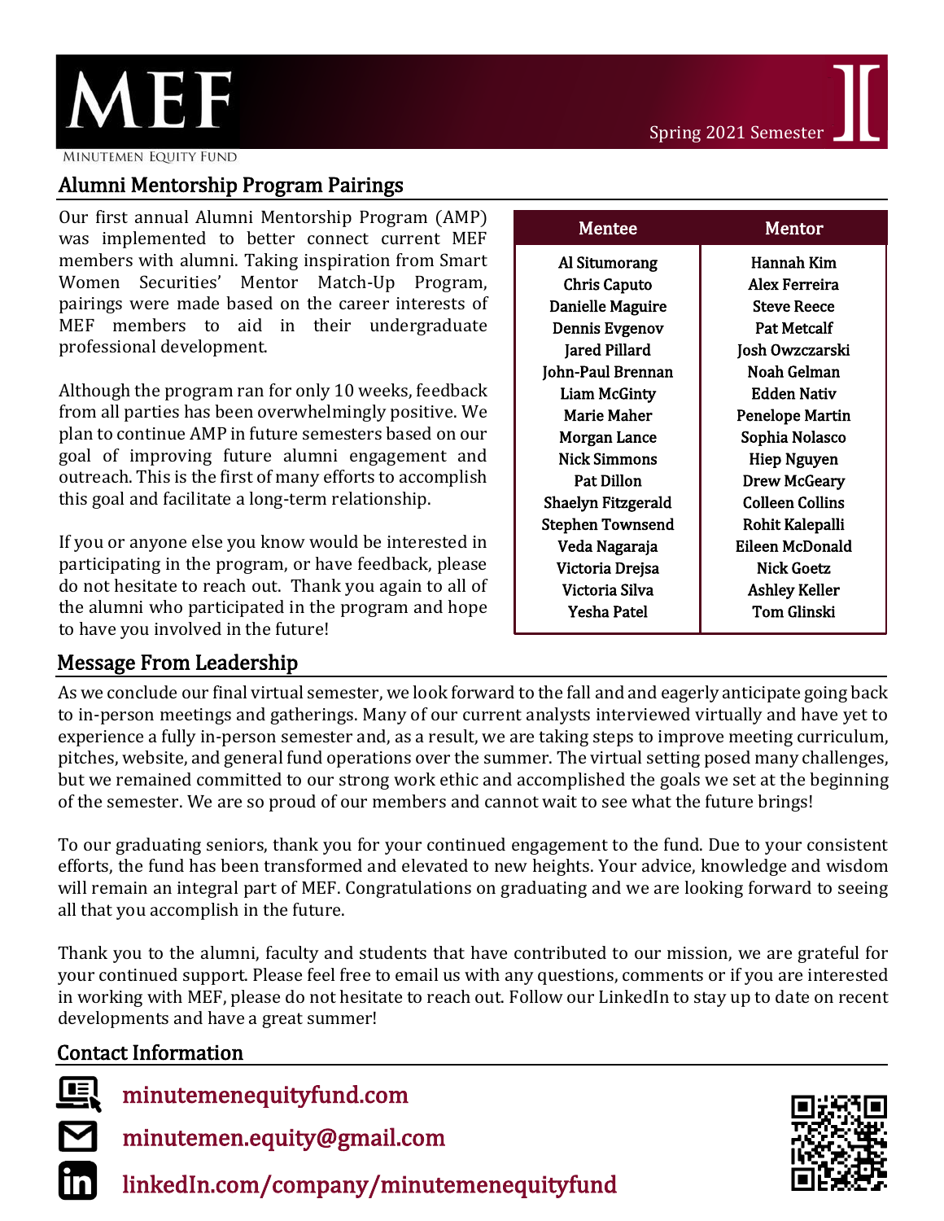MEF

MINUTEMEN EQUITY FUND

Spring 2021 Semester

## Alumni Mentorship Program Pairings

Our first annual Alumni Mentorship Program (AMP) was implemented to better connect current MEF members with alumni. Taking inspiration from Smart Women Securities' Mentor Match-Up Program, pairings were made based on the career interests of MEF members to aid in their undergraduate professional development.

Although the program ran for only 10 weeks, feedback from all parties has been overwhelmingly positive. We plan to continue AMP in future semesters based on our goal of improving future alumni engagement and outreach. This is the first of many efforts to accomplish this goal and facilitate a long-term relationship.

If you or anyone else you know would be interested in participating in the program, or have feedback, please do not hesitate to reach out. Thank you again to all of the alumni who participated in the program and hope to have you involved in the future!

| Mentee | Mentor |
| --- | --- |
| Al Situmorang | Hannah Kim |
| Chris Caputo | Alex Ferreira |
| Danielle Maguire | Steve Reece |
| Dennis Evgenov | Pat Metcalf |
| Jared Pillard | Josh Owzczarski |
| John-Paul Brennan | Noah Gelman |
| Liam McGinty | Edden Nativ |
| Marie Maher | Penelope Martin |
| Morgan Lance | Sophia Nolasco |
| Nick Simmons | Hiep Nguyen |
| Pat Dillon | Drew McGeary |
| Shaelyn Fitzgerald | Colleen Collins |
| Stephen Townsend | Rohit Kalepalli |
| Veda Nagaraja | Eileen McDonald |
| Victoria Drejsa | Nick Goetz |
| Victoria Silva | Ashley Keller |
| Yesha Patel | Tom Glinski |

## Message From Leadership

As we conclude our final virtual semester, we look forward to the fall and and eagerly anticipate going back to in-person meetings and gatherings. Many of our current analysts interviewed virtually and have yet to experience a fully in-person semester and, as a result, we are taking steps to improve meeting curriculum, pitches, website, and general fund operations over the summer. The virtual setting posed many challenges, but we remained committed to our strong work ethic and accomplished the goals we set at the beginning of the semester. We are so proud of our members and cannot wait to see what the future brings!

To our graduating seniors, thank you for your continued engagement to the fund. Due to your consistent efforts, the fund has been transformed and elevated to new heights. Your advice, knowledge and wisdom will remain an integral part of MEF. Congratulations on graduating and we are looking forward to seeing all that you accomplish in the future.

Thank you to the alumni, faculty and students that have contributed to our mission, we are grateful for your continued support. Please feel free to email us with any questions, comments or if you are interested in working with MEF, please do not hesitate to reach out. Follow our LinkedIn to stay up to date on recent developments and have a great summer!

## Contact Information

minutemenequityfund.com

minutemen.equity@gmail.com

linkedIn.com/company/minutemenequityfund